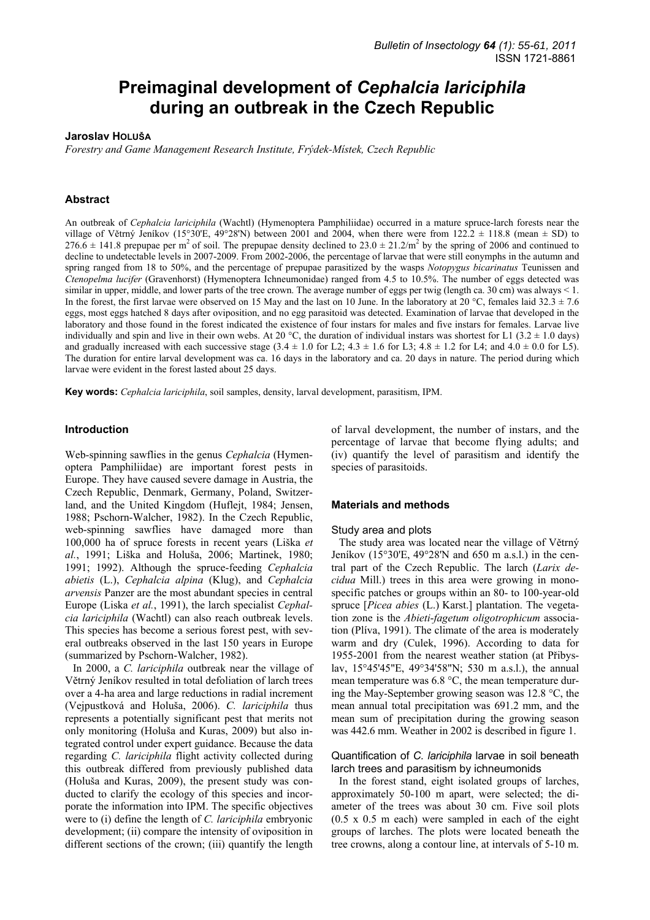# Preimaginal development of *Cephalcia lariciphila* during an outbreak in the Czech Republic

**Jaroslav Holuša**

*Forestry and Game Management Research Institute, Frýdek-Místek, Czech Republic*

## Abstract

An outbreak of *Cephalcia lariciphila* (Wachtl) (Hymenoptera Pamphiliidae) occurred in a mature spruce-larch forests near the village of Větrný Jeníkov (15°30'E, 49°28'N) between 2001 and 2004, when there were from 122.2 ± 118.8 (mean ± SD) to 276.6 ± 141.8 prepupae per $m^2$ of soil. The prepupae density declined to 23.0 ± 21.2/$m^2$ by the spring of 2006 and continued to decline to undetectable levels in 2007-2009. From 2002-2006, the percentage of larvae that were still eonymphs in the autumn and spring ranged from 18 to 50%, and the percentage of prepupae parasitized by the wasps *Notopygus bicarinatus* Teunissen and *Ctenopelma lucifer* (Gravenhorst) (Hymenoptera Ichneumonidae) ranged from 4.5 to 10.5%. The number of eggs detected was similar in upper, middle, and lower parts of the tree crown. The average number of eggs per twig (length ca. 30 cm) was always < 1. In the forest, the first larvae were observed on 15 May and the last on 10 June. In the laboratory at 20 °C, females laid 32.3 ± 7.6 eggs, most eggs hatched 8 days after oviposition, and no egg parasitoid was detected. Examination of larvae that developed in the laboratory and those found in the forest indicated the existence of four instars for males and five instars for females. Larvae live individually and spin and live in their own webs. At 20 °C, the duration of individual instars was shortest for L1 (3.2 ± 1.0 days) and gradually increased with each successive stage (3.4 ± 1.0 for L2; 4.3 ± 1.6 for L3; 4.8 ± 1.2 for L4; and 4.0 ± 0.0 for L5). The duration for entire larval development was ca. 16 days in the laboratory and ca. 20 days in nature. The period during which larvae were evident in the forest lasted about 25 days.

**Key words:** *Cephalcia lariciphila*, soil samples, density, larval development, parasitism, IPM.

## Introduction

Web-spinning sawflies in the genus *Cephalcia* (Hymenoptera Pamphiliidae) are important forest pests in Europe. They have caused severe damage in Austria, the Czech Republic, Denmark, Germany, Poland, Switzerland, and the United Kingdom (Huflejt, 1984; Jensen, 1988; Pschorn-Walcher, 1982). In the Czech Republic, web-spinning sawflies have damaged more than 100,000 ha of spruce forests in recent years (Liška *et al.*, 1991; Liška and Holuša, 2006; Martinek, 1980; 1991; 1992). Although the spruce-feeding *Cephalcia abietis* (L.), *Cephalcia alpina* (Klug), and *Cephalcia arvensis* Panzer are the most abundant species in central Europe (Liska *et al.*, 1991), the larch specialist *Cephalcia lariciphila* (Wachtl) can also reach outbreak levels. This species has become a serious forest pest, with several outbreaks observed in the last 150 years in Europe (summarized by Pschorn-Walcher, 1982).

In 2000, a *C. lariciphila* outbreak near the village of Větrný Jeníkov resulted in total defoliation of larch trees over a 4-ha area and large reductions in radial increment (Vejpustková and Holuša, 2006). *C. lariciphila* thus represents a potentially significant pest that merits not only monitoring (Holuša and Kuras, 2009) but also integrated control under expert guidance. Because the data regarding *C. lariciphila* flight activity collected during this outbreak differed from previously published data (Holuša and Kuras, 2009), the present study was conducted to clarify the ecology of this species and incorporate the information into IPM. The specific objectives were to (i) define the length of *C. lariciphila* embryonic development; (ii) compare the intensity of oviposition in different sections of the crown; (iii) quantify the length of larval development, the number of instars, and the percentage of larvae that become flying adults; and (iv) quantify the level of parasitism and identify the species of parasitoids.

## Materials and methods

### Study area and plots

The study area was located near the village of Větrný Jeníkov (15°30'E, 49°28'N and 650 m a.s.l.) in the central part of the Czech Republic. The larch (*Larix decidua* Mill.) trees in this area were growing in monospecific patches or groups within an 80- to 100-year-old spruce [*Picea abies* (L.) Karst.] plantation. The vegetation zone is the *Abieti-fagetum oligotrophicum* association (Plíva, 1991). The climate of the area is moderately warm and dry (Culek, 1996). According to data for 1955-2001 from the nearest weather station (at Přibyslav, 15°45'45"E, 49°34'58"N; 530 m a.s.l.), the annual mean temperature was 6.8 °C, the mean temperature during the May-September growing season was 12.8 °C, the mean annual total precipitation was 691.2 mm, and the mean sum of precipitation during the growing season was 442.6 mm. Weather in 2002 is described in figure 1.

### Quantification of *C. lariciphila* larvae in soil beneath larch trees and parasitism by ichneumonids

In the forest stand, eight isolated groups of larches, approximately 50-100 m apart, were selected; the diameter of the trees was about 30 cm. Five soil plots (0.5 x 0.5 m each) were sampled in each of the eight groups of larches. The plots were located beneath the tree crowns, along a contour line, at intervals of 5-10 m.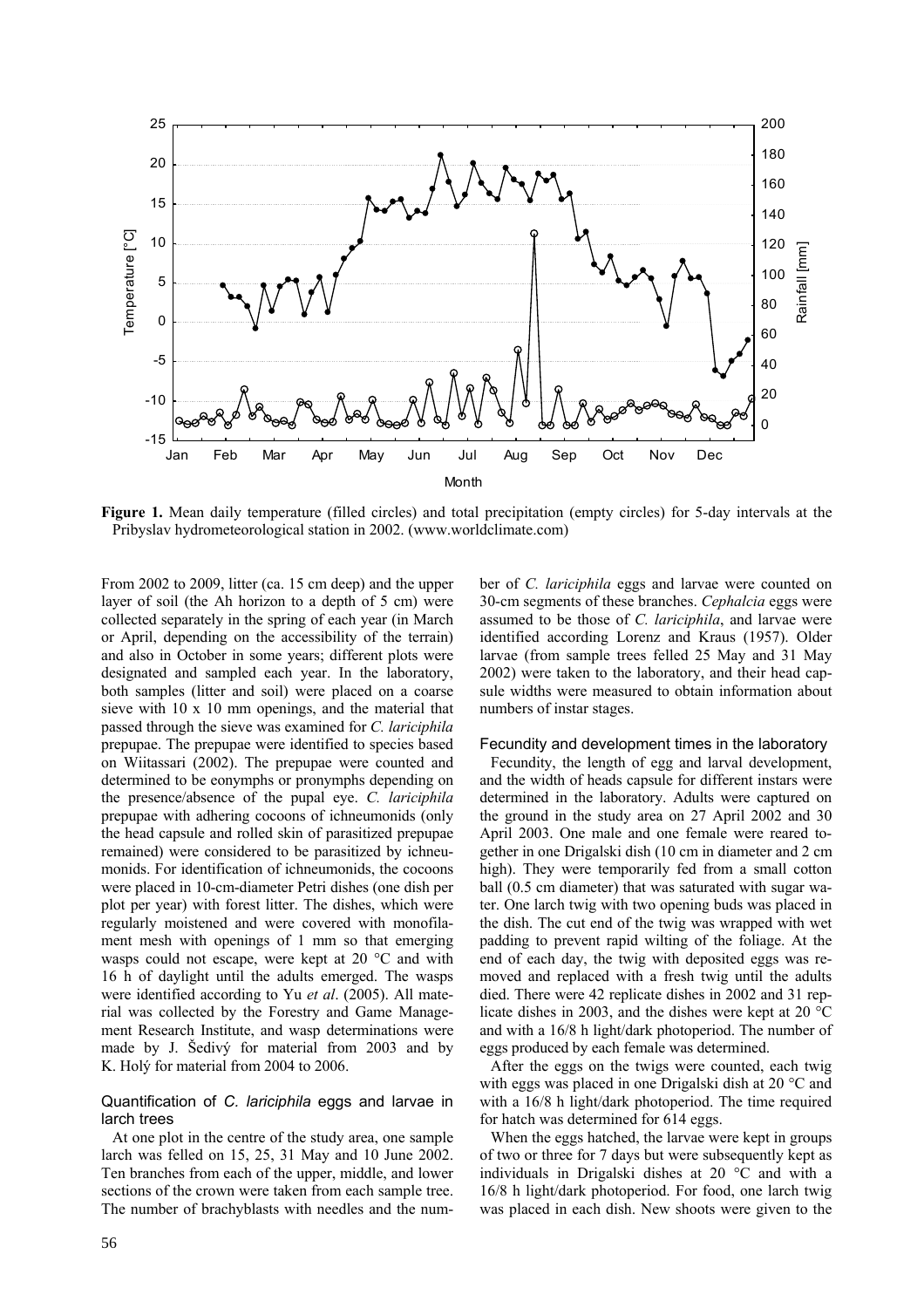**Figure 1.** Mean daily temperature (filled circles) and total precipitation (empty circles) for 5-day intervals at the Pribyslav hydrometeorological station in 2002. (www.worldclimate.com)

From 2002 to 2009, litter (ca. 15 cm deep) and the upper layer of soil (the Ah horizon to a depth of 5 cm) were collected separately in the spring of each year (in March or April, depending on the accessibility of the terrain) and also in October in some years; different plots were designated and sampled each year. In the laboratory, both samples (litter and soil) were placed on a coarse sieve with 10 x 10 mm openings, and the material that passed through the sieve was examined for *C. lariciphila* prepupae. The prepupae were identified to species based on Wiitassari (2002). The prepupae were counted and determined to be eonymphs or pronymphs depending on the presence/absence of the pupal eye. *C. lariciphila* prepupae with adhering cocoons of ichneumonids (only the head capsule and rolled skin of parasitized prepupae remained) were considered to be parasitized by ichneumonids. For identification of ichneumonids, the cocoons were placed in 10-cm-diameter Petri dishes (one dish per plot per year) with forest litter. The dishes, which were regularly moistened and were covered with monofilament mesh with openings of 1 mm so that emerging wasps could not escape, were kept at 20 °C and with 16 h of daylight until the adults emerged. The wasps were identified according to Yu *et al*. (2005). All material was collected by the Forestry and Game Management Research Institute, and wasp determinations were made by J. Šedivý for material from 2003 and by K. Holý for material from 2004 to 2006.

### Quantification of *C. lariciphila* eggs and larvae in larch trees

At one plot in the centre of the study area, one sample larch was felled on 15, 25, 31 May and 10 June 2002. Ten branches from each of the upper, middle, and lower sections of the crown were taken from each sample tree. The number of brachyblasts with needles and the number of *C. lariciphila* eggs and larvae were counted on 30-cm segments of these branches. *Cephalcia* eggs were assumed to be those of *C. lariciphila*, and larvae were identified according Lorenz and Kraus (1957). Older larvae (from sample trees felled 25 May and 31 May 2002) were taken to the laboratory, and their head capsule widths were measured to obtain information about numbers of instar stages.

### Fecundity and development times in the laboratory

Fecundity, the length of egg and larval development, and the width of heads capsule for different instars were determined in the laboratory. Adults were captured on the ground in the study area on 27 April 2002 and 30 April 2003. One male and one female were reared together in one Drigalski dish (10 cm in diameter and 2 cm high). They were temporarily fed from a small cotton ball (0.5 cm diameter) that was saturated with sugar water. One larch twig with two opening buds was placed in the dish. The cut end of the twig was wrapped with wet padding to prevent rapid wilting of the foliage. At the end of each day, the twig with deposited eggs was removed and replaced with a fresh twig until the adults died. There were 42 replicate dishes in 2002 and 31 replicate dishes in 2003, and the dishes were kept at 20 °C and with a 16/8 h light/dark photoperiod. The number of eggs produced by each female was determined.

After the eggs on the twigs were counted, each twig with eggs was placed in one Drigalski dish at 20 °C and with a 16/8 h light/dark photoperiod. The time required for hatch was determined for 614 eggs.

When the eggs hatched, the larvae were kept in groups of two or three for 7 days but were subsequently kept as individuals in Drigalski dishes at 20 °C and with a 16/8 h light/dark photoperiod. For food, one larch twig was placed in each dish. New shoots were given to the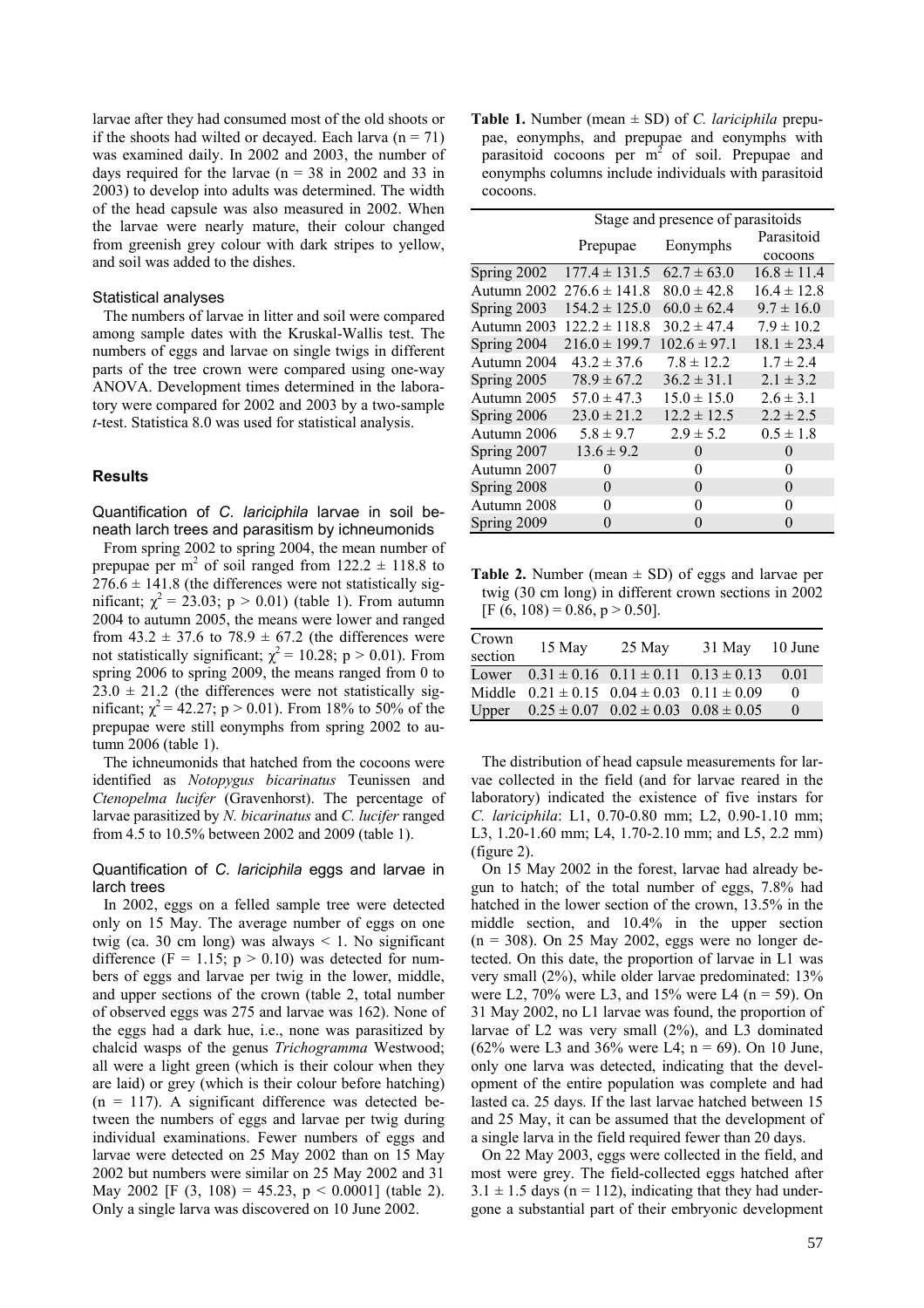larvae after they had consumed most of the old shoots or if the shoots had wilted or decayed. Each larva (n = 71) was examined daily. In 2002 and 2003, the number of days required for the larvae (n = 38 in 2002 and 33 in 2003) to develop into adults was determined. The width of the head capsule was also measured in 2002. When the larvae were nearly mature, their colour changed from greenish grey colour with dark stripes to yellow, and soil was added to the dishes.

### Statistical analyses

The numbers of larvae in litter and soil were compared among sample dates with the Kruskal-Wallis test. The numbers of eggs and larvae on single twigs in different parts of the tree crown were compared using one-way ANOVA. Development times determined in the laboratory were compared for 2002 and 2003 by a two-sample *t*-test. Statistica 8.0 was used for statistical analysis.

## Results

### Quantification of *C. lariciphila* larvae in soil beneath larch trees and parasitism by ichneumonids

From spring 2002 to spring 2004, the mean number of prepupae per $m^2$ of soil ranged from 122.2 ± 118.8 to 276.6 ± 141.8 (the differences were not statistically significant; $\chi^2 = 23.03$; $p > 0.01$) (table 1). From autumn 2004 to autumn 2005, the means were lower and ranged from 43.2 ± 37.6 to 78.9 ± 67.2 (the differences were not statistically significant; $\chi^2 = 10.28$; $p > 0.01$). From spring 2006 to spring 2009, the means ranged from 0 to 23.0 ± 21.2 (the differences were not statistically significant; $\chi^2 = 42.27$; $p > 0.01$). From 18% to 50% of the prepupae were still eonymphs from spring 2002 to autumn 2006 (table 1).

The ichneumonids that hatched from the cocoons were identified as *Notopygus bicarinatus* Teunissen and *Ctenopelma lucifer* (Gravenhorst). The percentage of larvae parasitized by *N. bicarinatus* and *C. lucifer* ranged from 4.5 to 10.5% between 2002 and 2009 (table 1).

### Quantification of *C. lariciphila* eggs and larvae in larch trees

In 2002, eggs on a felled sample tree were detected only on 15 May. The average number of eggs on one twig (ca. 30 cm long) was always < 1. No significant difference ($F = 1.15$; $p > 0.10$) was detected for numbers of eggs and larvae per twig in the lower, middle, and upper sections of the crown (table 2, total number of observed eggs was 275 and larvae was 162). None of the eggs had a dark hue, i.e., none was parasitized by chalcid wasps of the genus *Trichogramma* Westwood; all were a light green (which is their colour when they are laid) or grey (which is their colour before hatching) (n = 117). A significant difference was detected between the numbers of eggs and larvae per twig during individual examinations. Fewer numbers of eggs and larvae were detected on 25 May 2002 than on 15 May 2002 but numbers were similar on 25 May 2002 and 31 May 2002 [$F (3, 108) = 45.23$, $p < 0.0001$] (table 2). Only a single larva was discovered on 10 June 2002.

**Table 1.** Number (mean ± SD) of *C. lariciphila* prepupae, eonymphs, and prepupae and eonymphs with parasitoid cocoons per $m^2$ of soil. Prepupae and eonymphs columns include individuals with parasitoid cocoons.

| | Stage and presence of parasitoids | | |
|---|---|---|---|
| | Prepupae | Eonymphs | Parasitoid cocoons |
| Spring 2002 | 177.4 ± 131.5 | 62.7 ± 63.0 | 16.8 ± 11.4 |
| Autumn 2002 | 276.6 ± 141.8 | 80.0 ± 42.8 | 16.4 ± 12.8 |
| Spring 2003 | 154.2 ± 125.0 | 60.0 ± 62.4 | 9.7 ± 16.0 |
| Autumn 2003 | 122.2 ± 118.8 | 30.2 ± 47.4 | 7.9 ± 10.2 |
| Spring 2004 | 216.0 ± 199.7 | 102.6 ± 97.1 | 18.1 ± 23.4 |
| Autumn 2004 | 43.2 ± 37.6 | 7.8 ± 12.2 | 1.7 ± 2.4 |
| Spring 2005 | 78.9 ± 67.2 | 36.2 ± 31.1 | 2.1 ± 3.2 |
| Autumn 2005 | 57.0 ± 47.3 | 15.0 ± 15.0 | 2.6 ± 3.1 |
| Spring 2006 | 23.0 ± 21.2 | 12.2 ± 12.5 | 2.2 ± 2.5 |
| Autumn 2006 | 5.8 ± 9.7 | 2.9 ± 5.2 | 0.5 ± 1.8 |
| Spring 2007 | 13.6 ± 9.2 | 0 | 0 |
| Autumn 2007 | 0 | 0 | 0 |
| Spring 2008 | 0 | 0 | 0 |
| Autumn 2008 | 0 | 0 | 0 |
| Spring 2009 | 0 | 0 | 0 |

**Table 2.** Number (mean ± SD) of eggs and larvae per twig (30 cm long) in different crown sections in 2002 [$F (6, 108) = 0.86$, $p > 0.50$].

| Crown section | 15 May | 25 May | 31 May | 10 June |
|---|---|---|---|---|
| Lower | 0.31 ± 0.16 | 0.11 ± 0.11 | 0.13 ± 0.13 | 0.01 |
| Middle | 0.21 ± 0.15 | 0.04 ± 0.03 | 0.11 ± 0.09 | 0 |
| Upper | 0.25 ± 0.07 | 0.02 ± 0.03 | 0.08 ± 0.05 | 0 |

The distribution of head capsule measurements for larvae collected in the field (and for larvae reared in the laboratory) indicated the existence of five instars for *C. lariciphila*: L1, 0.70-0.80 mm; L2, 0.90-1.10 mm; L3, 1.20-1.60 mm; L4, 1.70-2.10 mm; and L5, 2.2 mm) (figure 2).

On 15 May 2002 in the forest, larvae had already begun to hatch; of the total number of eggs, 7.8% had hatched in the lower section of the crown, 13.5% in the middle section, and 10.4% in the upper section (n = 308). On 25 May 2002, eggs were no longer detected. On this date, the proportion of larvae in L1 was very small (2%), while older larvae predominated: 13% were L2, 70% were L3, and 15% were L4 (n = 59). On 31 May 2002, no L1 larvae was found, the proportion of larvae of L2 was very small (2%), and L3 dominated (62% were L3 and 36% were L4; n = 69). On 10 June, only one larva was detected, indicating that the development of the entire population was complete and had lasted ca. 25 days. If the last larvae hatched between 15 and 25 May, it can be assumed that the development of a single larva in the field required fewer than 20 days.

On 22 May 2003, eggs were collected in the field, and most were grey. The field-collected eggs hatched after 3.1 ± 1.5 days (n = 112), indicating that they had undergone a substantial part of their embryonic development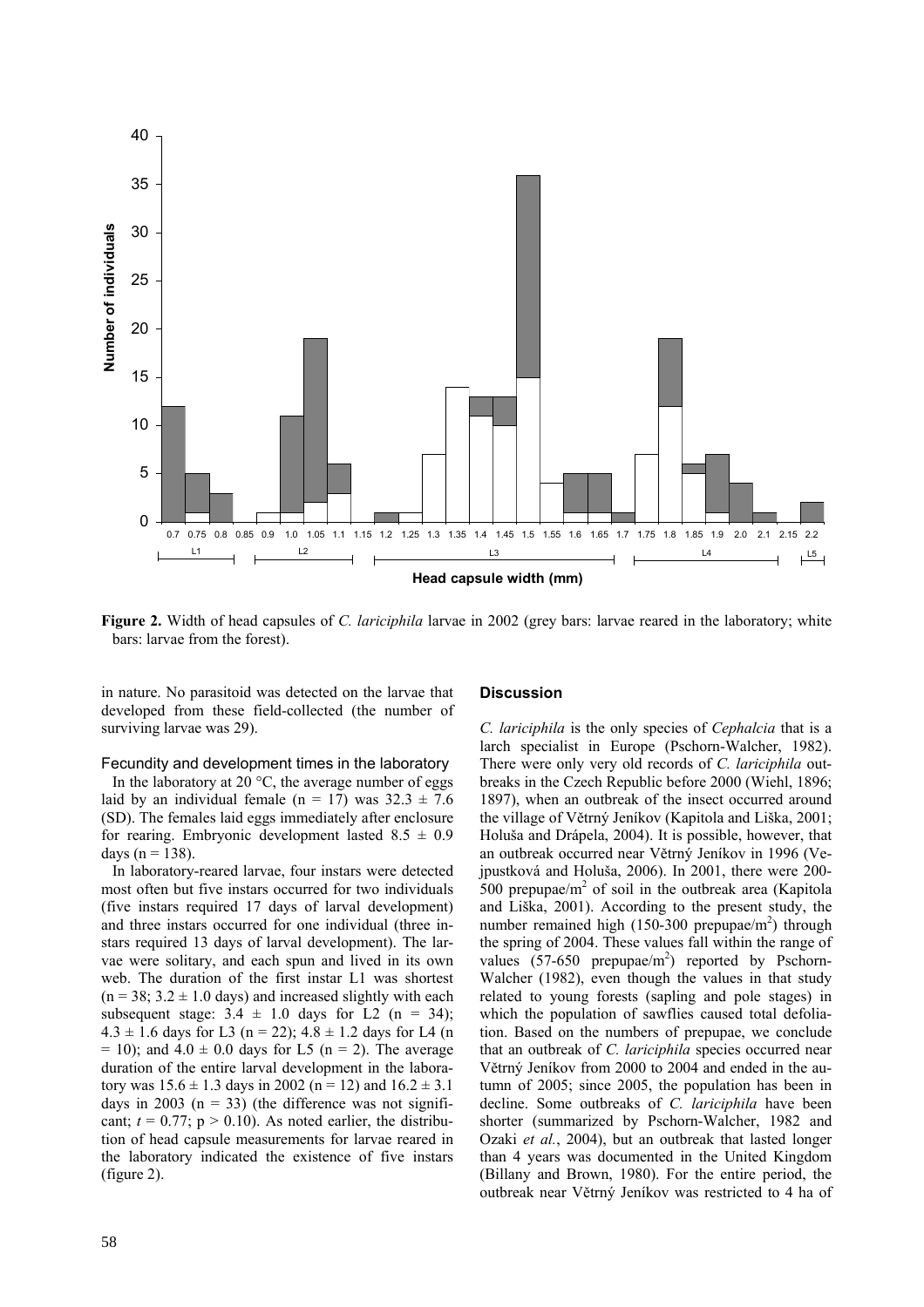**Figure 2.** Width of head capsules of *C. lariciphila* larvae in 2002 (grey bars: larvae reared in the laboratory; white bars: larvae from the forest).

in nature. No parasitoid was detected on the larvae that developed from these field-collected (the number of surviving larvae was 29).

### Fecundity and development times in the laboratory

In the laboratory at 20 °C, the average number of eggs laid by an individual female (n = 17) was 32.3 ± 7.6 (SD). The females laid eggs immediately after enclosure for rearing. Embryonic development lasted 8.5 ± 0.9 days (n = 138).

In laboratory-reared larvae, four instars were detected most often but five instars occurred for two individuals (five instars required 17 days of larval development) and three instars occurred for one individual (three instars required 13 days of larval development). The larvae were solitary, and each spun and lived in its own web. The duration of the first instar L1 was shortest (n = 38; 3.2 ± 1.0 days) and increased slightly with each subsequent stage: 3.4 ± 1.0 days for L2 (n = 34); 4.3 ± 1.6 days for L3 (n = 22); 4.8 ± 1.2 days for L4 (n = 10); and 4.0 ± 0.0 days for L5 (n = 2). The average duration of the entire larval development in the laboratory was 15.6 ± 1.3 days in 2002 (n = 12) and 16.2 ± 3.1 days in 2003 (n = 33) (the difference was not significant; $t = 0.77$; $p > 0.10$). As noted earlier, the distribution of head capsule measurements for larvae reared in the laboratory indicated the existence of five instars (figure 2).

## Discussion

*C. lariciphila* is the only species of *Cephalcia* that is a larch specialist in Europe (Pschorn-Walcher, 1982). There were only very old records of *C. lariciphila* outbreaks in the Czech Republic before 2000 (Wiehl, 1896; 1897), when an outbreak of the insect occurred around the village of Větrný Jeníkov (Kapitola and Liška, 2001; Holuša and Drápela, 2004). It is possible, however, that an outbreak occurred near Větrný Jeníkov in 1996 (Vejpustková and Holuša, 2006). In 2001, there were 200-500 prepupae/m$^2$ of soil in the outbreak area (Kapitola and Liška, 2001). According to the present study, the number remained high (150-300 prepupae/m$^2$) through the spring of 2004. These values fall within the range of values (57-650 prepupae/m$^2$) reported by Pschorn-Walcher (1982), even though the values in that study related to young forests (sapling and pole stages) in which the population of sawflies caused total defoliation. Based on the numbers of prepupae, we conclude that an outbreak of *C. lariciphila* species occurred near Větrný Jeníkov from 2000 to 2004 and ended in the autumn of 2005; since 2005, the population has been in decline. Some outbreaks of *C. lariciphila* have been shorter (summarized by Pschorn-Walcher, 1982 and Ozaki *et al.*, 2004), but an outbreak that lasted longer than 4 years was documented in the United Kingdom (Billany and Brown, 1980). For the entire period, the outbreak near Větrný Jeníkov was restricted to 4 ha of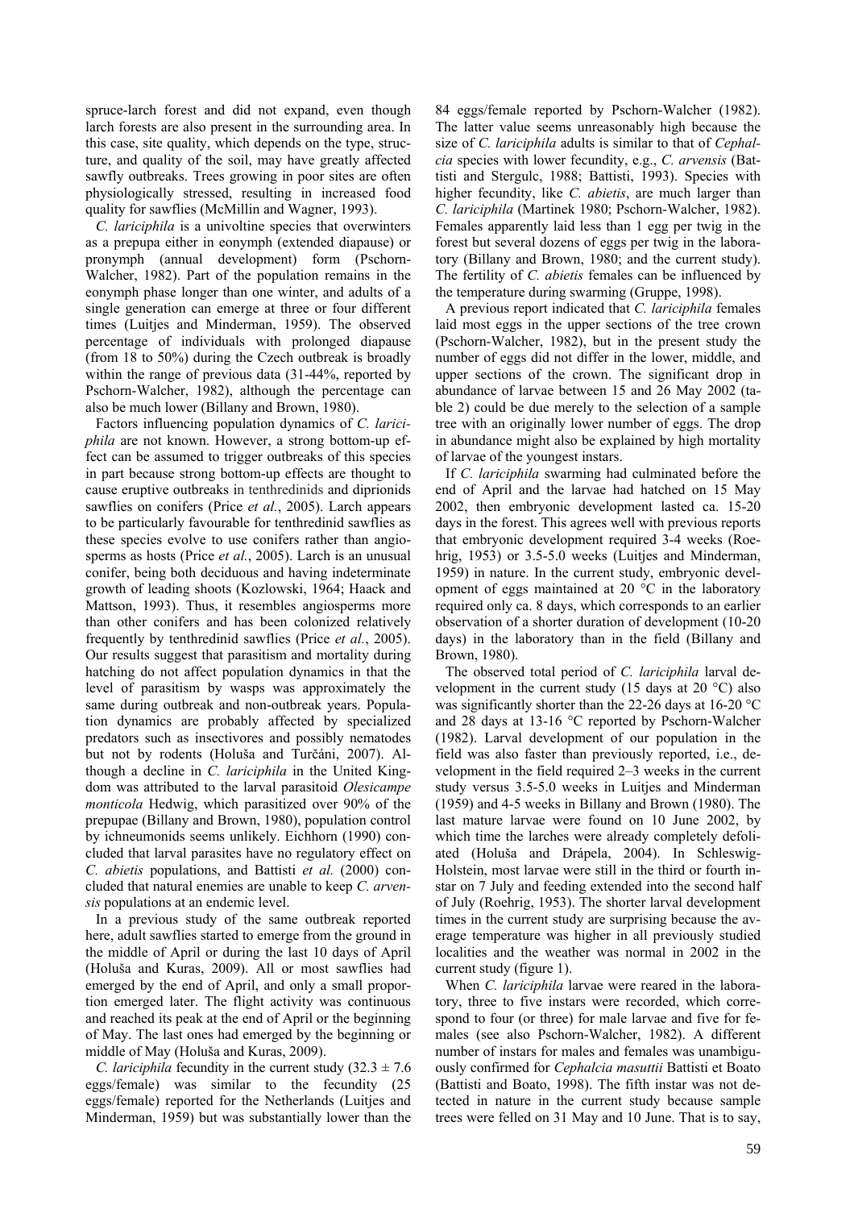spruce-larch forest and did not expand, even though larch forests are also present in the surrounding area. In this case, site quality, which depends on the type, structure, and quality of the soil, may have greatly affected sawfly outbreaks. Trees growing in poor sites are often physiologically stressed, resulting in increased food quality for sawflies (McMillin and Wagner, 1993).

*C. lariciphila* is a univoltine species that overwinters as a prepupa either in eonymph (extended diapause) or pronymph (annual development) form (Pschorn-Walcher, 1982). Part of the population remains in the eonymph phase longer than one winter, and adults of a single generation can emerge at three or four different times (Luitjes and Minderman, 1959). The observed percentage of individuals with prolonged diapause (from 18 to 50%) during the Czech outbreak is broadly within the range of previous data (31-44%, reported by Pschorn-Walcher, 1982), although the percentage can also be much lower (Billany and Brown, 1980).

Factors influencing population dynamics of *C. lariciphila* are not known. However, a strong bottom-up effect can be assumed to trigger outbreaks of this species in part because strong bottom-up effects are thought to cause eruptive outbreaks in tenthredinids and diprionids sawflies on conifers (Price *et al.*, 2005). Larch appears to be particularly favourable for tenthredinid sawflies as these species evolve to use conifers rather than angiosperms as hosts (Price *et al.*, 2005). Larch is an unusual conifer, being both deciduous and having indeterminate growth of leading shoots (Kozlowski, 1964; Haack and Mattson, 1993). Thus, it resembles angiosperms more than other conifers and has been colonized relatively frequently by tenthredinid sawflies (Price *et al.*, 2005). Our results suggest that parasitism and mortality during hatching do not affect population dynamics in that the level of parasitism by wasps was approximately the same during outbreak and non-outbreak years. Population dynamics are probably affected by specialized predators such as insectivores and possibly nematodes but not by rodents (Holuša and Turčáni, 2007). Although a decline in *C. lariciphila* in the United Kingdom was attributed to the larval parasitoid *Olesicampe monticola* Hedwig, which parasitized over 90% of the prepupae (Billany and Brown, 1980), population control by ichneumonids seems unlikely. Eichhorn (1990) concluded that larval parasites have no regulatory effect on *C. abietis* populations, and Battisti *et al.* (2000) concluded that natural enemies are unable to keep *C. arvensis* populations at an endemic level.

In a previous study of the same outbreak reported here, adult sawflies started to emerge from the ground in the middle of April or during the last 10 days of April (Holuša and Kuras, 2009). All or most sawflies had emerged by the end of April, and only a small proportion emerged later. The flight activity was continuous and reached its peak at the end of April or the beginning of May. The last ones had emerged by the beginning or middle of May (Holuša and Kuras, 2009).

*C. lariciphila* fecundity in the current study ($32.3 \pm 7.6$ eggs/female) was similar to the fecundity (25 eggs/female) reported for the Netherlands (Luitjes and Minderman, 1959) but was substantially lower than the 84 eggs/female reported by Pschorn-Walcher (1982). The latter value seems unreasonably high because the size of *C. lariciphila* adults is similar to that of *Cephalcia* species with lower fecundity, e.g., *C. arvensis* (Battisti and Stergulc, 1988; Battisti, 1993). Species with higher fecundity, like *C. abietis*, are much larger than *C. lariciphila* (Martinek 1980; Pschorn-Walcher, 1982). Females apparently laid less than 1 egg per twig in the forest but several dozens of eggs per twig in the laboratory (Billany and Brown, 1980; and the current study). The fertility of *C. abietis* females can be influenced by the temperature during swarming (Gruppe, 1998).

A previous report indicated that *C. lariciphila* females laid most eggs in the upper sections of the tree crown (Pschorn-Walcher, 1982), but in the present study the number of eggs did not differ in the lower, middle, and upper sections of the crown. The significant drop in abundance of larvae between 15 and 26 May 2002 (table 2) could be due merely to the selection of a sample tree with an originally lower number of eggs. The drop in abundance might also be explained by high mortality of larvae of the youngest instars.

If *C. lariciphila* swarming had culminated before the end of April and the larvae had hatched on 15 May 2002, then embryonic development lasted ca. 15-20 days in the forest. This agrees well with previous reports that embryonic development required 3-4 weeks (Roehrig, 1953) or 3.5-5.0 weeks (Luitjes and Minderman, 1959) in nature. In the current study, embryonic development of eggs maintained at 20 °C in the laboratory required only ca. 8 days, which corresponds to an earlier observation of a shorter duration of development (10-20 days) in the laboratory than in the field (Billany and Brown, 1980).

The observed total period of *C. lariciphila* larval development in the current study (15 days at 20 °C) also was significantly shorter than the 22-26 days at 16-20 °C and 28 days at 13-16 °C reported by Pschorn-Walcher (1982). Larval development of our population in the field was also faster than previously reported, i.e., development in the field required 2–3 weeks in the current study versus 3.5-5.0 weeks in Luitjes and Minderman (1959) and 4-5 weeks in Billany and Brown (1980). The last mature larvae were found on 10 June 2002, by which time the larches were already completely defoliated (Holuša and Drápela, 2004). In Schleswig-Holstein, most larvae were still in the third or fourth instar on 7 July and feeding extended into the second half of July (Roehrig, 1953). The shorter larval development times in the current study are surprising because the average temperature was higher in all previously studied localities and the weather was normal in 2002 in the current study (figure 1).

When *C. lariciphila* larvae were reared in the laboratory, three to five instars were recorded, which correspond to four (or three) for male larvae and five for females (see also Pschorn-Walcher, 1982). A different number of instars for males and females was unambiguously confirmed for *Cephalcia masuttii* Battisti et Boato (Battisti and Boato, 1998). The fifth instar was not detected in nature in the current study because sample trees were felled on 31 May and 10 June. That is to say,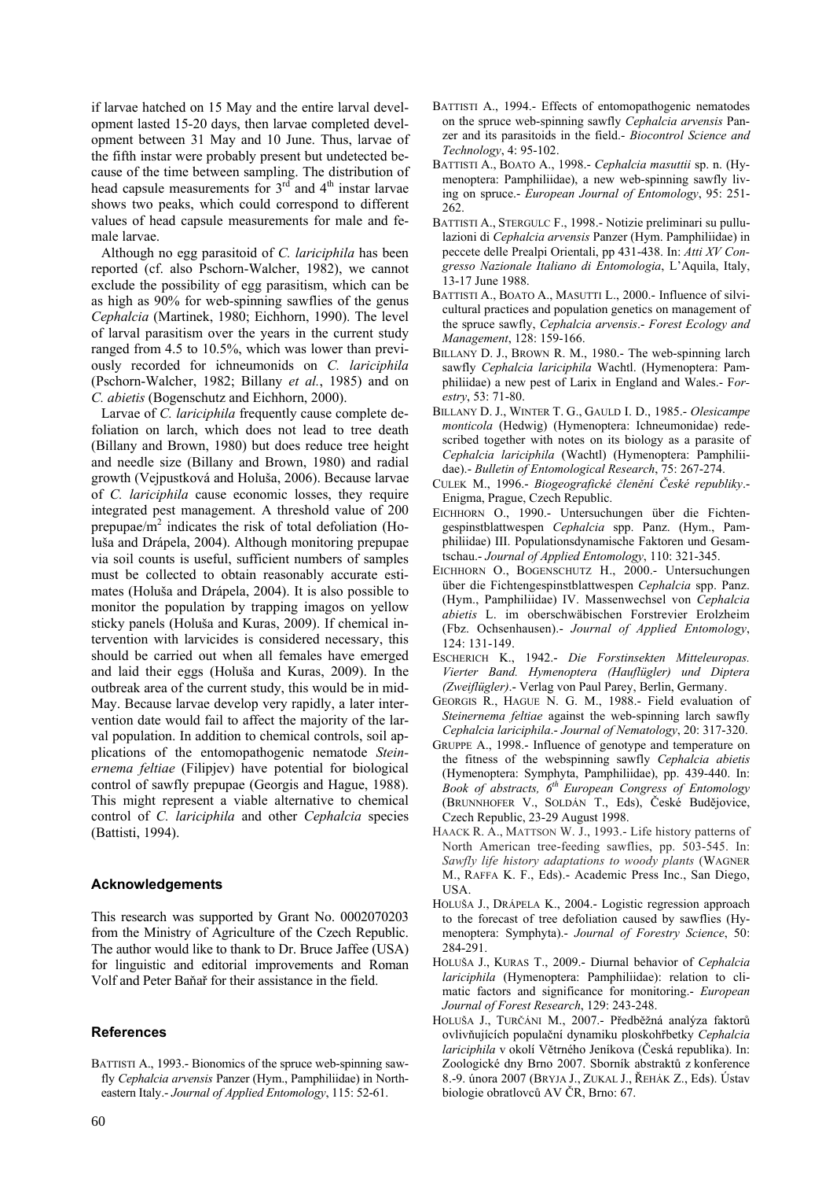if larvae hatched on 15 May and the entire larval development lasted 15-20 days, then larvae completed development between 31 May and 10 June. Thus, larvae of the fifth instar were probably present but undetected because of the time between sampling. The distribution of head capsule measurements for 3rd and 4th instar larvae shows two peaks, which could correspond to different values of head capsule measurements for male and female larvae.

Although no egg parasitoid of *C. lariciphila* has been reported (cf. also Pschorn-Walcher, 1982), we cannot exclude the possibility of egg parasitism, which can be as high as 90% for web-spinning sawflies of the genus *Cephalcia* (Martinek, 1980; Eichhorn, 1990). The level of larval parasitism over the years in the current study ranged from 4.5 to 10.5%, which was lower than previously recorded for ichneumonids on *C. lariciphila* (Pschorn-Walcher, 1982; Billany *et al.*, 1985) and on *C. abietis* (Bogenschutz and Eichhorn, 2000).

Larvae of *C. lariciphila* frequently cause complete defoliation on larch, which does not lead to tree death (Billany and Brown, 1980) but does reduce tree height and needle size (Billany and Brown, 1980) and radial growth (Vejpustková and Holuša, 2006). Because larvae of *C. lariciphila* cause economic losses, they require integrated pest management. A threshold value of 200 prepupae/$m^2$ indicates the risk of total defoliation (Holuša and Drápela, 2004). Although monitoring prepupae via soil counts is useful, sufficient numbers of samples must be collected to obtain reasonably accurate estimates (Holuša and Drápela, 2004). It is also possible to monitor the population by trapping imagos on yellow sticky panels (Holuša and Kuras, 2009). If chemical intervention with larvicides is considered necessary, this should be carried out when all females have emerged and laid their eggs (Holuša and Kuras, 2009). In the outbreak area of the current study, this would be in mid-May. Because larvae develop very rapidly, a later intervention date would fail to affect the majority of the larval population. In addition to chemical controls, soil applications of the entomopathogenic nematode *Steinernema feltiae* (Filipjev) have potential for biological control of sawfly prepupae (Georgis and Hague, 1988). This might represent a viable alternative to chemical control of *C. lariciphila* and other *Cephalcia* species (Battisti, 1994).

## Acknowledgements

This research was supported by Grant No. 0002070203 from the Ministry of Agriculture of the Czech Republic. The author would like to thank to Dr. Bruce Jaffee (USA) for linguistic and editorial improvements and Roman Volf and Peter Baňař for their assistance in the field.

## References

BATTISTI A., 1993.- Bionomics of the spruce web-spinning sawfly *Cephalcia arvensis* Panzer (Hym., Pamphiliidae) in Northeastern Italy.- *Journal of Applied Entomology*, 115: 52-61.

BATTISTI A., 1994.- Effects of entomopathogenic nematodes on the spruce web-spinning sawfly *Cephalcia arvensis* Panzer and its parasitoids in the field.- *Biocontrol Science and Technology*, 4: 95-102.

BATTISTI A., BOATO A., 1998.- *Cephalcia masuttii* sp. n. (Hymenoptera: Pamphiliidae), a new web-spinning sawfly living on spruce.- *European Journal of Entomology*, 95: 251-262.

BATTISTI A., STERGULC F., 1998.- Notizie preliminari su pullulazioni di *Cephalcia arvensis* Panzer (Hym. Pamphiliidae) in peccete delle Prealpi Orientali, pp 431-438. In: *Atti XV Congresso Nazionale Italiano di Entomologia*, L'Aquila, Italy, 13-17 June 1988.

BATTISTI A., BOATO A., MASUTTI L., 2000.- Influence of silvicultural practices and population genetics on management of the spruce sawfly, *Cephalcia arvensis*.- *Forest Ecology and Management*, 128: 159-166.

BILLANY D. J., BROWN R. M., 1980.- The web-spinning larch sawfly *Cephalcia lariciphila* Wachtl. (Hymenoptera: Pamphiliidae) a new pest of Larix in England and Wales.- *Forestry*, 53: 71-80.

BILLANY D. J., WINTER T. G., GAULD I. D., 1985.- *Olesicampe monticola* (Hedwig) (Hymenoptera: Ichneumonidae) redescribed together with notes on its biology as a parasite of *Cephalcia lariciphila* (Wachtl) (Hymenoptera: Pamphiliidae).- *Bulletin of Entomological Research*, 75: 267-274.

CULEK M., 1996.- *Biogeografické členění České republiky*.- Enigma, Prague, Czech Republic.

EICHHORN O., 1990.- Untersuchungen über die Fichtengespinstblattwespen *Cephalcia* spp. Panz. (Hym., Pamphiliidae) III. Populationsdynamische Faktoren und Gesamtschau.- *Journal of Applied Entomology*, 110: 321-345.

EICHHORN O., BOGENSCHUTZ H., 2000.- Untersuchungen über die Fichtengespinstblattwespen *Cephalcia* spp. Panz. (Hym., Pamphiliidae) IV. Massenwechsel von *Cephalcia abietis* L. im oberschwäbischen Forstrevier Erolzheim (Fbz. Ochsenhausen).- *Journal of Applied Entomology*, 124: 131-149.

ESCHERICH K., 1942.- *Die Forstinsekten Mitteleuropas. Vierter Band. Hymenoptera (Hauflügler) und Diptera (Zweiflügler)*.- Verlag von Paul Parey, Berlin, Germany.

GEORGIS R., HAGUE N. G. M., 1988.- Field evaluation of *Steinernema feltiae* against the web-spinning larch sawfly *Cephalcia lariciphila*.- *Journal of Nematology*, 20: 317-320.

GRUPPE A., 1998.- Influence of genotype and temperature on the fitness of the webspinning sawfly *Cephalcia abietis* (Hymenoptera: Symphyta, Pamphiliidae), pp. 439-440. In: *Book of abstracts, 6th European Congress of Entomology* (BRUNNHOFER V., SOLDÁN T., Eds), České Budějovice, Czech Republic, 23-29 August 1998.

HAACK R. A., MATTSON W. J., 1993.- Life history patterns of North American tree-feeding sawflies, pp. 503-545. In: *Sawfly life history adaptations to woody plants* (WAGNER M., RAFFA K. F., Eds).- Academic Press Inc., San Diego, USA.

HOLUŠA J., DRÁPELA K., 2004.- Logistic regression approach to the forecast of tree defoliation caused by sawflies (Hymenoptera: Symphyta).- *Journal of Forestry Science*, 50: 284-291.

HOLUŠA J., KURAS T., 2009.- Diurnal behavior of *Cephalcia lariciphila* (Hymenoptera: Pamphiliidae): relation to climatic factors and significance for monitoring.- *European Journal of Forest Research*, 129: 243-248.

HOLUŠA J., TURČÁNI M., 2007.- Předběžná analýza faktorů ovlivňujících populační dynamiku ploskohřbetky *Cephalcia lariciphila* v okolí Větrného Jeníkova (Česká republika). In: Zoologické dny Brno 2007. Sborník abstraktů z konference 8.-9. února 2007 (BRYJA J., ZUKAL J., ŘEHÁK Z., Eds). Ústav biologie obratlovců AV ČR, Brno: 67.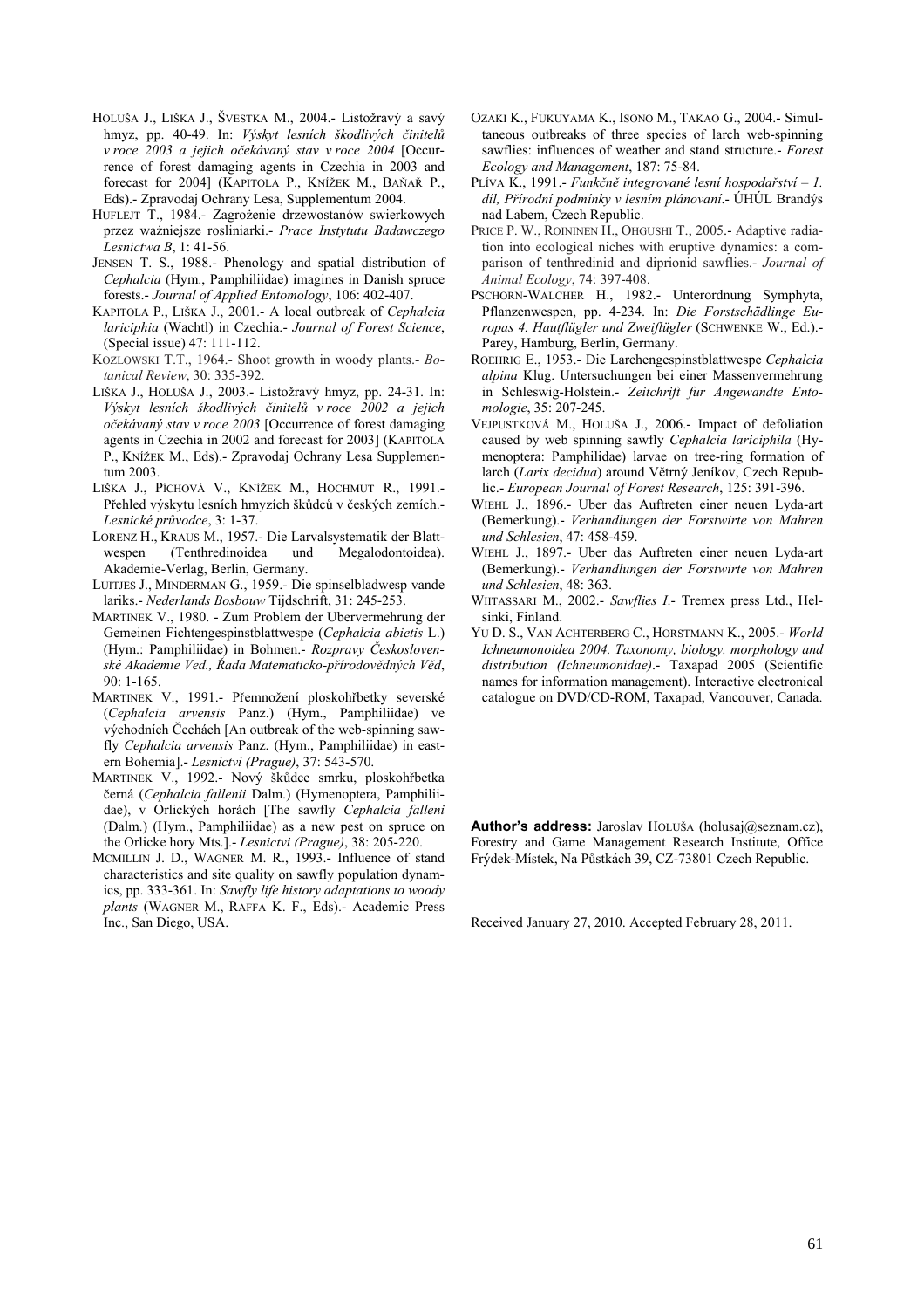HOLUŠA J., LIŠKA J., ŠVESTKA M., 2004.- Listožravý a savý hmyz, pp. 40-49. In: *Výskyt lesních škodlivých činitelů v roce 2003 a jejich očekávaný stav v roce 2004* [Occurrence of forest damaging agents in Czechia in 2003 and forecast for 2004] (KAPITOLA P., KNÍŽEK M., BAŇAŘ P., Eds).- Zpravodaj Ochrany Lesa, Supplementum 2004.

HUFLEJT T., 1984.- Zagrożenie drzewostanów swierkowych przez ważniejsze rosliniarki.- *Prace Instytutu Badawczego Lesnictwa B*, 1: 41-56.

JENSEN T. S., 1988.- Phenology and spatial distribution of *Cephalcia* (Hym., Pamphiliidae) imagines in Danish spruce forests.- *Journal of Applied Entomology*, 106: 402-407.

KAPITOLA P., LIŠKA J., 2001.- A local outbreak of *Cephalcia lariciphia* (Wachtl) in Czechia.- *Journal of Forest Science*, (Special issue) 47: 111-112.

KOZLOWSKI T.T., 1964.- Shoot growth in woody plants.- *Botanical Review*, 30: 335-392.

LIŠKA J., HOLUŠA J., 2003.- Listožravý hmyz, pp. 24-31. In: *Výskyt lesních škodlivých činitelů v roce 2002 a jejich očekávaný stav v roce 2003* [Occurrence of forest damaging agents in Czechia in 2002 and forecast for 2003] (KAPITOLA P., KNÍŽEK M., Eds).- Zpravodaj Ochrany Lesa Supplementum 2003.

LIŠKA J., PÍCHOVÁ V., KNÍŽEK M., HOCHMUT R., 1991.- Přehled výskytu lesních hmyzích škůdců v českých zemích.- *Lesnické průvodce*, 3: 1-37.

LORENZ H., KRAUS M., 1957.- Die Larvalsystematik der Blattwespen (Tenthredinoidea und Megalodontoidea). Akademie-Verlag, Berlin, Germany.

LUITJES J., MINDERMAN G., 1959.- Die spinselbladwesp vande lariks.- *Nederlands Bosbouw* Tijdschrift, 31: 245-253.

MARTINEK V., 1980. - Zum Problem der Ubervermehrung der Gemeinen Fichtengespinstblattwespe (*Cephalcia abietis* L.) (Hym.: Pamphiliidae) in Bohmen.- *Rozpravy Československé Akademie Ved., Řada Matematicko-přírodovědných Věd*, 90: 1-165.

MARTINEK V., 1991.- Přemnožení ploskohřbetky severské (*Cephalcia arvensis* Panz.) (Hym., Pamphiliidae) ve východních Čechách [An outbreak of the web-spinning sawfly *Cephalcia arvensis* Panz. (Hym., Pamphiliidae) in eastern Bohemia].- *Lesnictvi (Prague)*, 37: 543-570.

MARTINEK V., 1992.- Nový škůdce smrku, ploskohřbetka černá (*Cephalcia fallenii* Dalm.) (Hymenoptera, Pamphiliidae), v Orlických horách [The sawfly *Cephalcia falleni* (Dalm.) (Hym., Pamphiliidae) as a new pest on spruce on the Orlicke hory Mts.].- *Lesnictvi (Prague)*, 38: 205-220.

MCMILLIN J. D., WAGNER M. R., 1993.- Influence of stand characteristics and site quality on sawfly population dynamics, pp. 333-361. In: *Sawfly life history adaptations to woody plants* (WAGNER M., RAFFA K. F., Eds).- Academic Press Inc., San Diego, USA.

OZAKI K., FUKUYAMA K., ISONO M., TAKAO G., 2004.- Simultaneous outbreaks of three species of larch web-spinning sawflies: influences of weather and stand structure.- *Forest Ecology and Management*, 187: 75-84.

PLÍVA K., 1991.- *Funkčně integrované lesní hospodařství – 1. díl, Přírodní podmínky v lesním plánovaní*.- ÚHÚL Brandýs nad Labem, Czech Republic.

PRICE P. W., ROININEN H., OHGUSHI T., 2005.- Adaptive radiation into ecological niches with eruptive dynamics: a comparison of tenthredinid and diprionid sawflies.- *Journal of Animal Ecology*, 74: 397-408.

PSCHORN-WALCHER H., 1982.- Unterordnung Symphyta, Pflanzenwespen, pp. 4-234. In: *Die Forstschädlinge Europas 4. Hautflügler und Zweiflügler* (SCHWENKE W., Ed.).- Parey, Hamburg, Berlin, Germany.

ROEHRIG E., 1953.- Die Larchengespinstblattwespe *Cephalcia alpina* Klug. Untersuchungen bei einer Massenvermehrung in Schleswig-Holstein.- *Zeitchrift fur Angewandte Entomologie*, 35: 207-245.

VEJPUSTKOVÁ M., HOLUŠA J., 2006.- Impact of defoliation caused by web spinning sawfly *Cephalcia lariciphila* (Hymenoptera: Pamphilidae) larvae on tree-ring formation of larch (*Larix decidua*) around Větrný Jeníkov, Czech Republic.- *European Journal of Forest Research*, 125: 391-396.

WIEHL J., 1896.- Uber das Auftreten einer neuen Lyda-art (Bemerkung).- *Verhandlungen der Forstwirte von Mahren und Schlesien*, 47: 458-459.

WIEHL J., 1897.- Uber das Auftreten einer neuen Lyda-art (Bemerkung).- *Verhandlungen der Forstwirte von Mahren und Schlesien*, 48: 363.

WIITASSARI M., 2002.- *Sawflies I*.- Tremex press Ltd., Helsinki, Finland.

YU D. S., VAN ACHTERBERG C., HORSTMANN K., 2005.- *World Ichneumonoidea 2004. Taxonomy, biology, morphology and distribution (Ichneumonidae)*.- Taxapad 2005 (Scientific names for information management). Interactive electronical catalogue on DVD/CD-ROM, Taxapad, Vancouver, Canada.

**Author's address:** Jaroslav HOLUŠA (holusaj@seznam.cz), Forestry and Game Management Research Institute, Office Frýdek-Místek, Na Půstkách 39, CZ-73801 Czech Republic.

Received January 27, 2010. Accepted February 28, 2011.